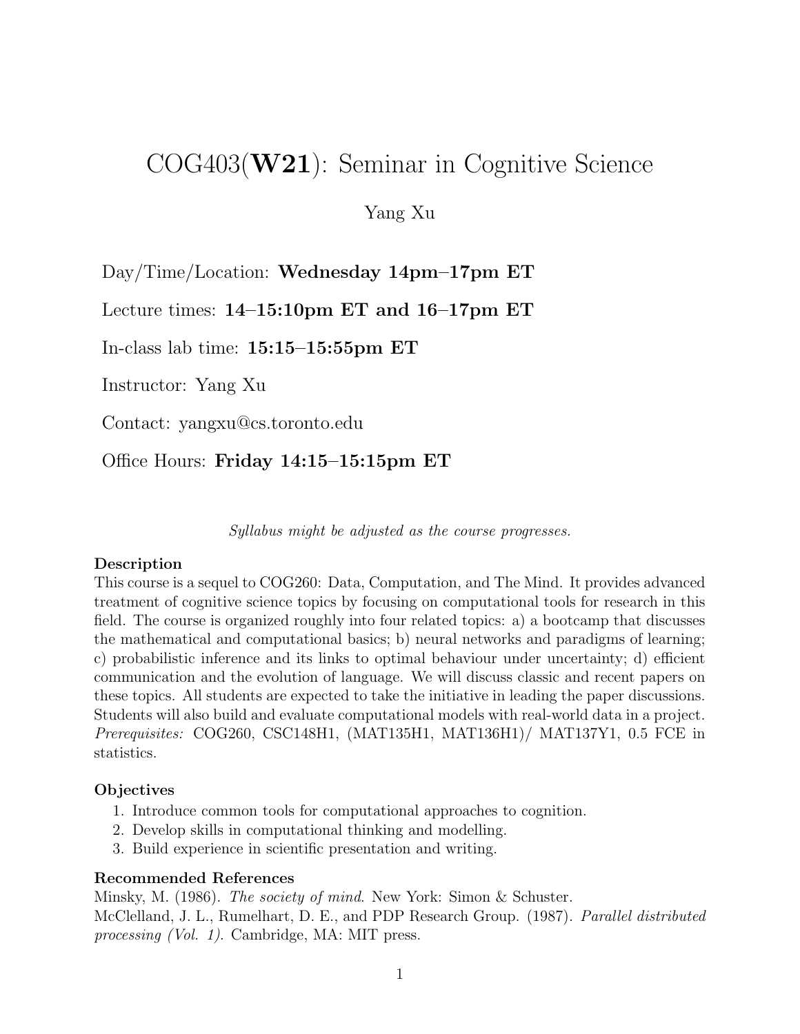# COG403(**W21**): Seminar in Cognitive Science

Yang Xu

Day/Time/Location: **Wednesday 14pm–17pm ET**

Lecture times: **14–15:10pm ET and 16–17pm ET**

In-class lab time: **15:15–15:55pm ET**

Instructor: Yang Xu

Contact: yangxu@cs.toronto.edu

Office Hours: **Friday 14:15–15:15pm ET**

*Syllabus might be adjusted as the course progresses.*

### Description

This course is a sequel to COG260: Data, Computation, and The Mind. It provides advanced treatment of cognitive science topics by focusing on computational tools for research in this field. The course is organized roughly into four related topics: a) a bootcamp that discusses the mathematical and computational basics; b) neural networks and paradigms of learning; c) probabilistic inference and its links to optimal behaviour under uncertainty; d) efficient communication and the evolution of language. We will discuss classic and recent papers on these topics. All students are expected to take the initiative in leading the paper discussions. Students will also build and evaluate computational models with real-world data in a project. *Prerequisites:* COG260, CSC148H1, (MAT135H1, MAT136H1)/ MAT137Y1, 0.5 FCE in statistics.

### Objectives

1. Introduce common tools for computational approaches to cognition.
2. Develop skills in computational thinking and modelling.
3. Build experience in scientific presentation and writing.

### Recommended References

Minsky, M. (1986). *The society of mind*. New York: Simon & Schuster.
McClelland, J. L., Rumelhart, D. E., and PDP Research Group. (1987). *Parallel distributed processing (Vol. 1)*. Cambridge, MA: MIT press.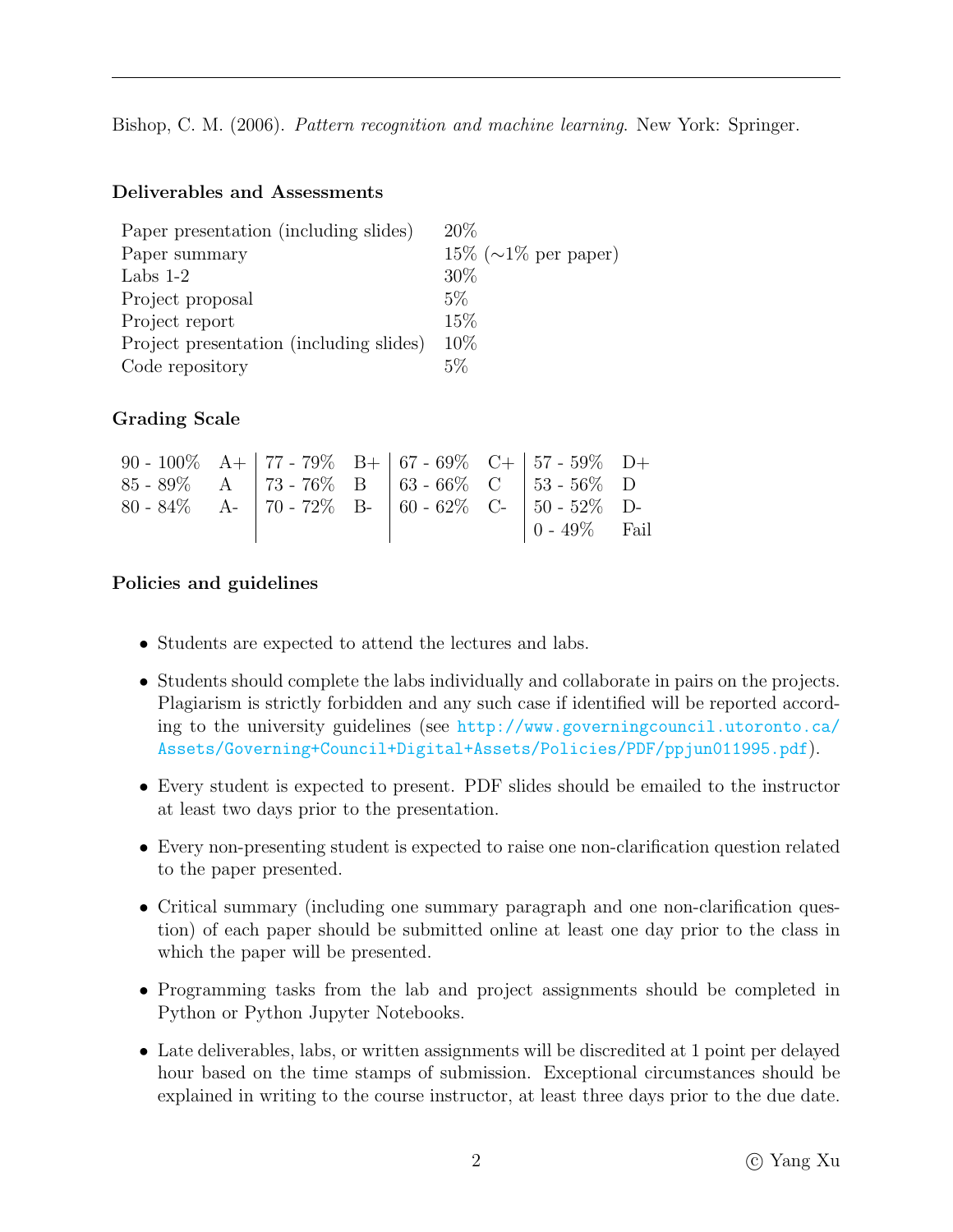Bishop, C. M. (2006). *Pattern recognition and machine learning*. New York: Springer.

### Deliverables and Assessments

| | |
|---|---|
| Paper presentation (including slides) | 20% |
| Paper summary | 15% (~1% per paper) |
| Labs 1-2 | 30% |
| Project proposal | 5% |
| Project report | 15% |
| Project presentation (including slides) | 10% |
| Code repository | 5% |

### Grading Scale

| | | | | | | | |
|---|---|---|---|---|---|---|---|
| 90 - 100% | A+ | 77 - 79% | B+ | 67 - 69% | C+ | 57 - 59% | D+ |
| 85 - 89% | A | 73 - 76% | B | 63 - 66% | C | 53 - 56% | D |
| 80 - 84% | A- | 70 - 72% | B- | 60 - 62% | C- | 50 - 52% | D- |
| | | | | | | 0 - 49% | Fail |

### Policies and guidelines

- Students are expected to attend the lectures and labs.
- Students should complete the labs individually and collaborate in pairs on the projects. Plagiarism is strictly forbidden and any such case if identified will be reported according to the university guidelines (see http://www.governingcouncil.utoronto.ca/Assets/Governing+Council+Digital+Assets/Policies/PDF/ppjun011995.pdf).
- Every student is expected to present. PDF slides should be emailed to the instructor at least two days prior to the presentation.
- Every non-presenting student is expected to raise one non-clarification question related to the paper presented.
- Critical summary (including one summary paragraph and one non-clarification question) of each paper should be submitted online at least one day prior to the class in which the paper will be presented.
- Programming tasks from the lab and project assignments should be completed in Python or Python Jupyter Notebooks.
- Late deliverables, labs, or written assignments will be discredited at 1 point per delayed hour based on the time stamps of submission. Exceptional circumstances should be explained in writing to the course instructor, at least three days prior to the due date.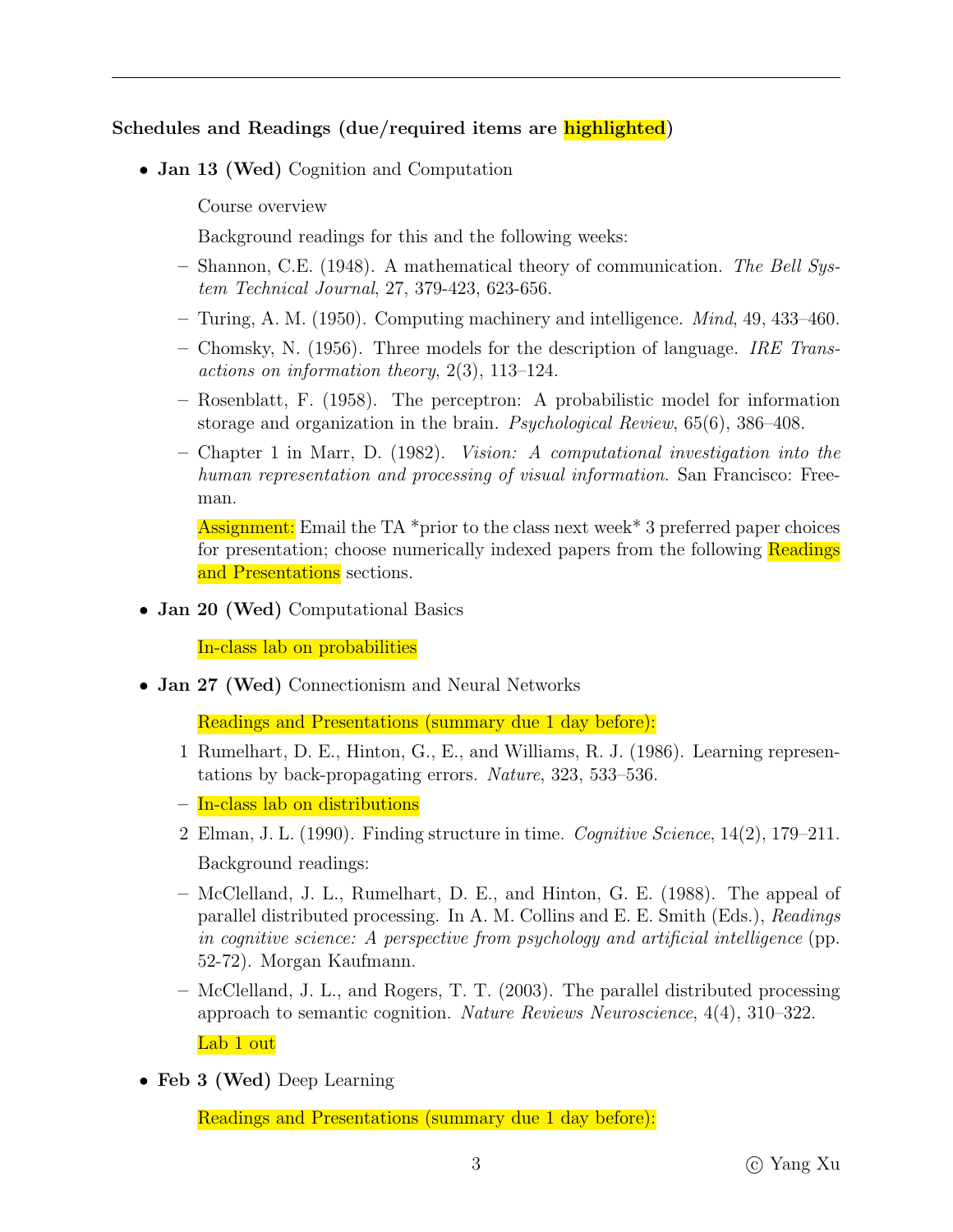**Schedules and Readings (due/required items are highlighted)**

- **Jan 13 (Wed)** Cognition and Computation

  Course overview

  Background readings for this and the following weeks:

  - Shannon, C.E. (1948). A mathematical theory of communication. *The Bell System Technical Journal*, 27, 379-423, 623-656.
  - Turing, A. M. (1950). Computing machinery and intelligence. *Mind*, 49, 433–460.
  - Chomsky, N. (1956). Three models for the description of language. *IRE Transactions on information theory*, 2(3), 113–124.
  - Rosenblatt, F. (1958). The perceptron: A probabilistic model for information storage and organization in the brain. *Psychological Review*, 65(6), 386–408.
  - Chapter 1 in Marr, D. (1982). *Vision: A computational investigation into the human representation and processing of visual information*. San Francisco: Freeman.

  Assignment: Email the TA *prior to the class next week* 3 preferred paper choices for presentation; choose numerically indexed papers from the following Readings and Presentations sections.

- **Jan 20 (Wed)** Computational Basics

  In-class lab on probabilities

- **Jan 27 (Wed)** Connectionism and Neural Networks

  Readings and Presentations (summary due 1 day before):

  1. Rumelhart, D. E., Hinton, G., E., and Williams, R. J. (1986). Learning representations by back-propagating errors. *Nature*, 323, 533–536.

  - In-class lab on distributions

  2. Elman, J. L. (1990). Finding structure in time. *Cognitive Science*, 14(2), 179–211.

  Background readings:

  - McClelland, J. L., Rumelhart, D. E., and Hinton, G. E. (1988). The appeal of parallel distributed processing. In A. M. Collins and E. E. Smith (Eds.), *Readings in cognitive science: A perspective from psychology and artificial intelligence* (pp. 52-72). Morgan Kaufmann.
  - McClelland, J. L., and Rogers, T. T. (2003). The parallel distributed processing approach to semantic cognition. *Nature Reviews Neuroscience*, 4(4), 310–322.

  Lab 1 out

- **Feb 3 (Wed)** Deep Learning

  Readings and Presentations (summary due 1 day before):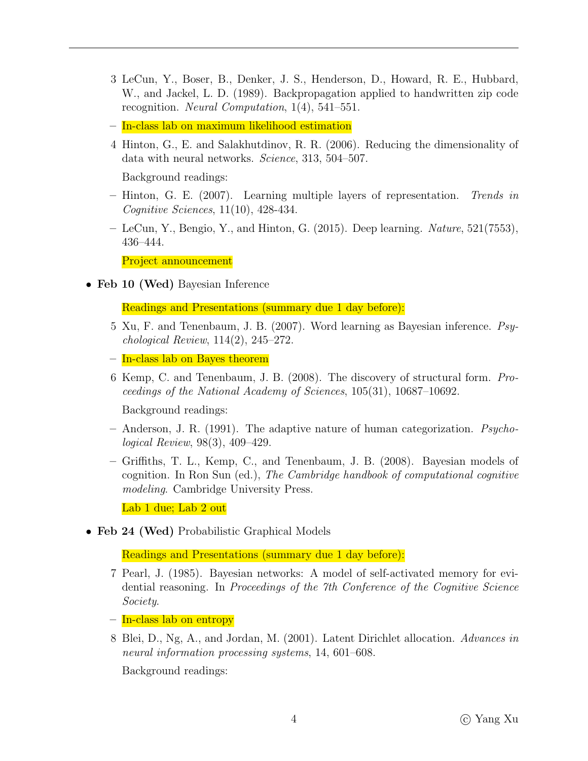3. LeCun, Y., Boser, B., Denker, J. S., Henderson, D., Howard, R. E., Hubbard, W., and Jackel, L. D. (1989). Backpropagation applied to handwritten zip code recognition. *Neural Computation*, 1(4), 541–551.

   – In-class lab on maximum likelihood estimation

4. Hinton, G., E. and Salakhutdinov, R. R. (2006). Reducing the dimensionality of data with neural networks. *Science*, 313, 504–507.

   Background readings:

   – Hinton, G. E. (2007). Learning multiple layers of representation. *Trends in Cognitive Sciences*, 11(10), 428-434.

   – LeCun, Y., Bengio, Y., and Hinton, G. (2015). Deep learning. *Nature*, 521(7553), 436–444.

   Project announcement

- **Feb 10 (Wed)** Bayesian Inference

  Readings and Presentations (summary due 1 day before):

  5. Xu, F. and Tenenbaum, J. B. (2007). Word learning as Bayesian inference. *Psychological Review*, 114(2), 245–272.

     – In-class lab on Bayes theorem

  6. Kemp, C. and Tenenbaum, J. B. (2008). The discovery of structural form. *Proceedings of the National Academy of Sciences*, 105(31), 10687–10692.

     Background readings:

     – Anderson, J. R. (1991). The adaptive nature of human categorization. *Psychological Review*, 98(3), 409–429.

     – Griffiths, T. L., Kemp, C., and Tenenbaum, J. B. (2008). Bayesian models of cognition. In Ron Sun (ed.), *The Cambridge handbook of computational cognitive modeling*. Cambridge University Press.

     Lab 1 due; Lab 2 out

- **Feb 24 (Wed)** Probabilistic Graphical Models

  Readings and Presentations (summary due 1 day before):

  7. Pearl, J. (1985). Bayesian networks: A model of self-activated memory for evidential reasoning. In *Proceedings of the 7th Conference of the Cognitive Science Society*.

     – In-class lab on entropy

  8. Blei, D., Ng, A., and Jordan, M. (2001). Latent Dirichlet allocation. *Advances in neural information processing systems*, 14, 601–608.

     Background readings: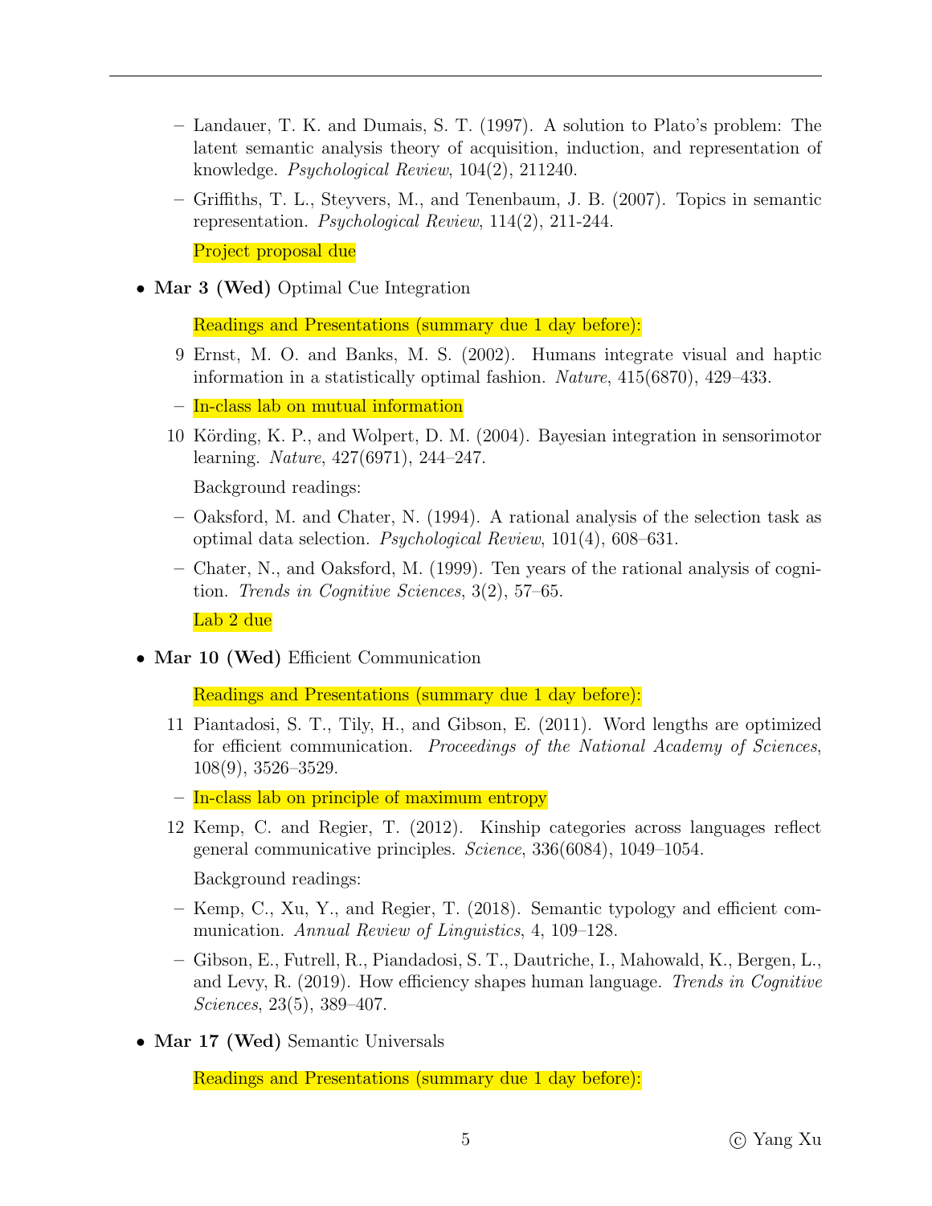- Landauer, T. K. and Dumais, S. T. (1997). A solution to Plato's problem: The latent semantic analysis theory of acquisition, induction, and representation of knowledge. *Psychological Review*, 104(2), 211240.
  - Griffiths, T. L., Steyvers, M., and Tenenbaum, J. B. (2007). Topics in semantic representation. *Psychological Review*, 114(2), 211-244.

  Project proposal due

- **Mar 3 (Wed)** Optimal Cue Integration

  Readings and Presentations (summary due 1 day before):

  9. Ernst, M. O. and Banks, M. S. (2002). Humans integrate visual and haptic information in a statistically optimal fashion. *Nature*, 415(6870), 429–433.
  - In-class lab on mutual information
  10. Körding, K. P., and Wolpert, D. M. (2004). Bayesian integration in sensorimotor learning. *Nature*, 427(6971), 244–247.

  Background readings:

  - Oaksford, M. and Chater, N. (1994). A rational analysis of the selection task as optimal data selection. *Psychological Review*, 101(4), 608–631.
  - Chater, N., and Oaksford, M. (1999). Ten years of the rational analysis of cognition. *Trends in Cognitive Sciences*, 3(2), 57–65.

  Lab 2 due

- **Mar 10 (Wed)** Efficient Communication

  Readings and Presentations (summary due 1 day before):

  11. Piantadosi, S. T., Tily, H., and Gibson, E. (2011). Word lengths are optimized for efficient communication. *Proceedings of the National Academy of Sciences*, 108(9), 3526–3529.
  - In-class lab on principle of maximum entropy
  12. Kemp, C. and Regier, T. (2012). Kinship categories across languages reflect general communicative principles. *Science*, 336(6084), 1049–1054.

  Background readings:

  - Kemp, C., Xu, Y., and Regier, T. (2018). Semantic typology and efficient communication. *Annual Review of Linguistics*, 4, 109–128.
  - Gibson, E., Futrell, R., Piandadosi, S. T., Dautriche, I., Mahowald, K., Bergen, L., and Levy, R. (2019). How efficiency shapes human language. *Trends in Cognitive Sciences*, 23(5), 389–407.

- **Mar 17 (Wed)** Semantic Universals

  Readings and Presentations (summary due 1 day before):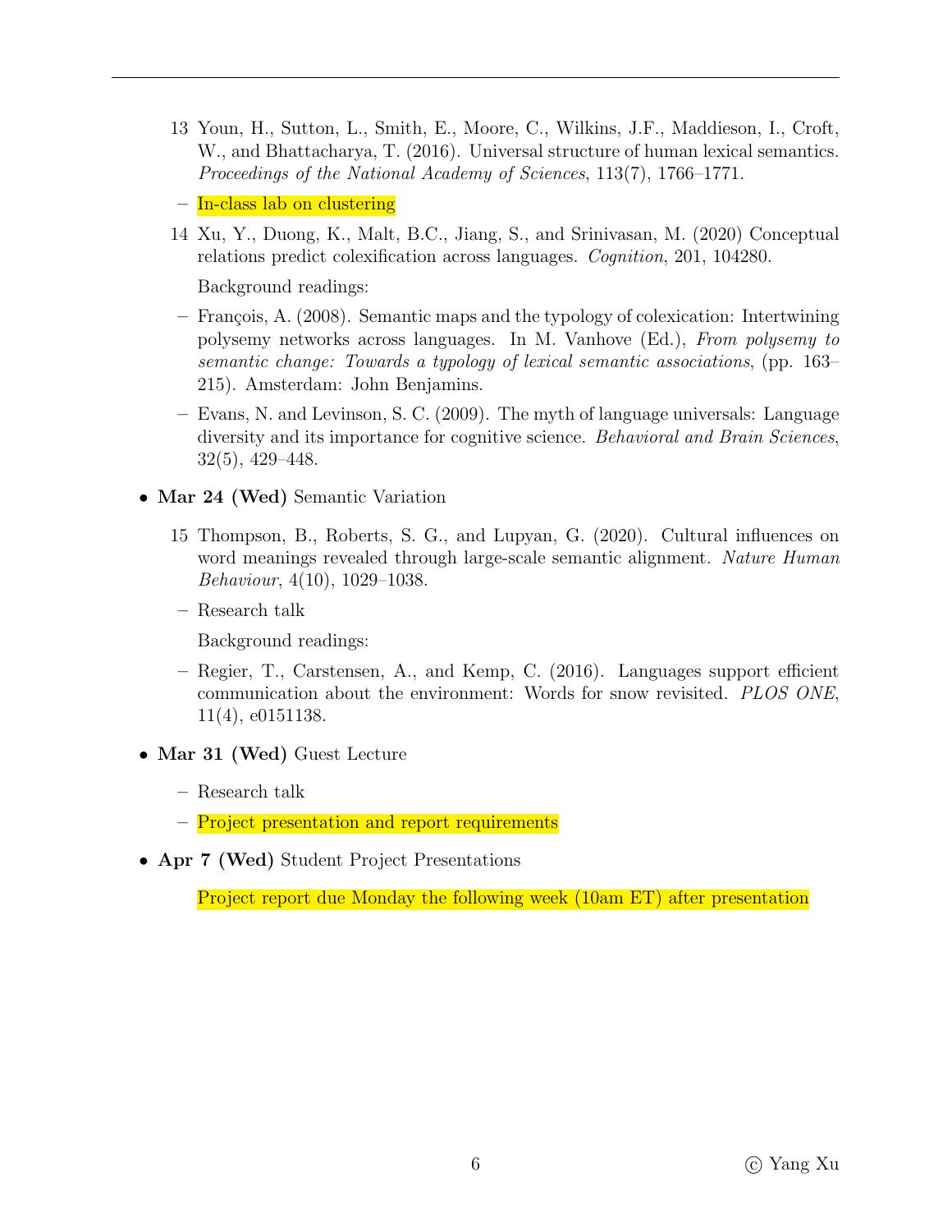13 Youn, H., Sutton, L., Smith, E., Moore, C., Wilkins, J.F., Maddieson, I., Croft, W., and Bhattacharya, T. (2016). Universal structure of human lexical semantics. *Proceedings of the National Academy of Sciences*, 113(7), 1766–1771.

– In-class lab on clustering

14 Xu, Y., Duong, K., Malt, B.C., Jiang, S., and Srinivasan, M. (2020) Conceptual relations predict colexification across languages. *Cognition*, 201, 104280.

Background readings:

– François, A. (2008). Semantic maps and the typology of colexication: Intertwining polysemy networks across languages. In M. Vanhove (Ed.), *From polysemy to semantic change: Towards a typology of lexical semantic associations*, (pp. 163–215). Amsterdam: John Benjamins.

– Evans, N. and Levinson, S. C. (2009). The myth of language universals: Language diversity and its importance for cognitive science. *Behavioral and Brain Sciences*, 32(5), 429–448.

- **Mar 24 (Wed)** Semantic Variation

15 Thompson, B., Roberts, S. G., and Lupyan, G. (2020). Cultural influences on word meanings revealed through large-scale semantic alignment. *Nature Human Behaviour*, 4(10), 1029–1038.

– Research talk

Background readings:

– Regier, T., Carstensen, A., and Kemp, C. (2016). Languages support efficient communication about the environment: Words for snow revisited. *PLOS ONE*, 11(4), e0151138.

- **Mar 31 (Wed)** Guest Lecture
  - Research talk
  - Project presentation and report requirements

- **Apr 7 (Wed)** Student Project Presentations

  Project report due Monday the following week (10am ET) after presentation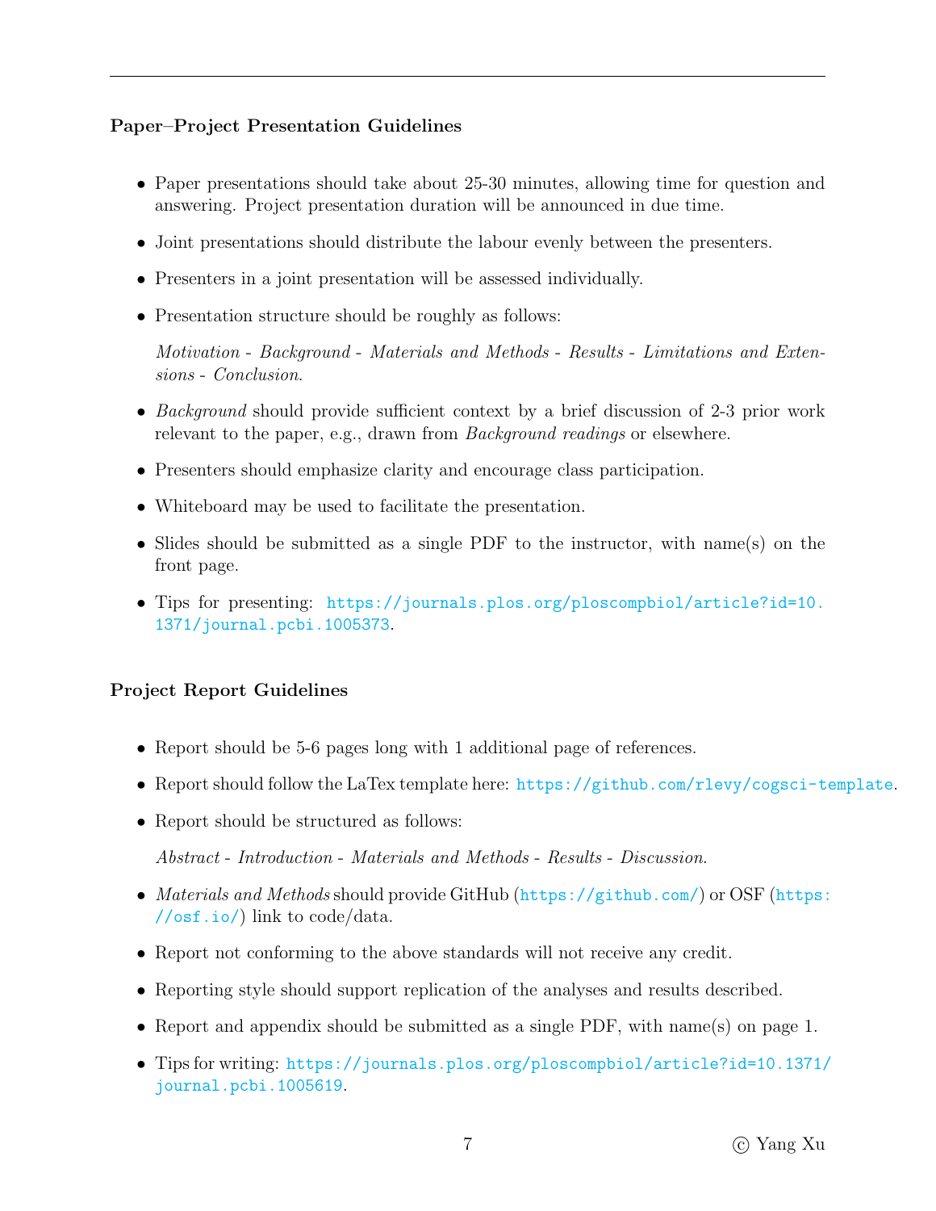### Paper–Project Presentation Guidelines

- Paper presentations should take about 25-30 minutes, allowing time for question and answering. Project presentation duration will be announced in due time.
- Joint presentations should distribute the labour evenly between the presenters.
- Presenters in a joint presentation will be assessed individually.
- Presentation structure should be roughly as follows:

  *Motivation - Background - Materials and Methods - Results - Limitations and Extensions - Conclusion*.

- *Background* should provide sufficient context by a brief discussion of 2-3 prior work relevant to the paper, e.g., drawn from *Background readings* or elsewhere.
- Presenters should emphasize clarity and encourage class participation.
- Whiteboard may be used to facilitate the presentation.
- Slides should be submitted as a single PDF to the instructor, with name(s) on the front page.
- Tips for presenting: https://journals.plos.org/ploscompbiol/article?id=10.1371/journal.pcbi.1005373.

### Project Report Guidelines

- Report should be 5-6 pages long with 1 additional page of references.
- Report should follow the LaTex template here: https://github.com/rlevy/cogsci-template.
- Report should be structured as follows:

  *Abstract - Introduction - Materials and Methods - Results - Discussion*.

- *Materials and Methods* should provide GitHub (https://github.com/) or OSF (https://osf.io/) link to code/data.
- Report not conforming to the above standards will not receive any credit.
- Reporting style should support replication of the analyses and results described.
- Report and appendix should be submitted as a single PDF, with name(s) on page 1.
- Tips for writing: https://journals.plos.org/ploscompbiol/article?id=10.1371/journal.pcbi.1005619.

© Yang Xu